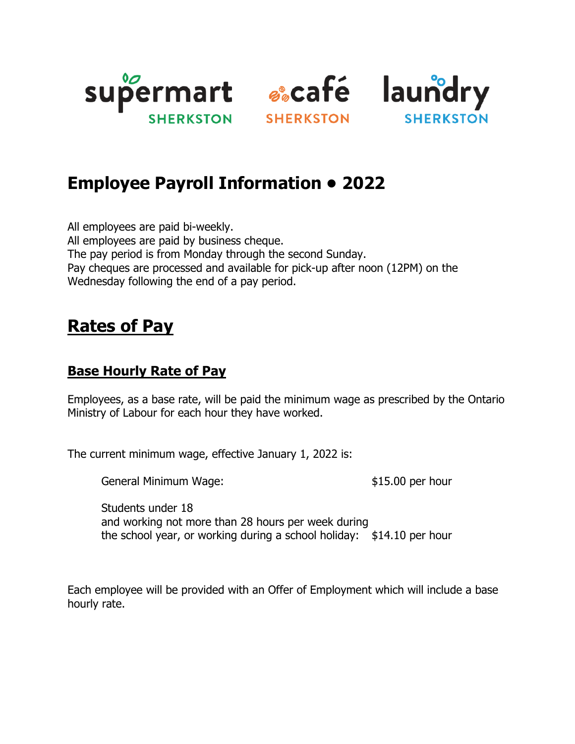supermart SHERKSTON    café SHERKSTON    laundry SHERKSTON

# Employee Payroll Information • 2022

All employees are paid bi-weekly.
All employees are paid by business cheque.
The pay period is from Monday through the second Sunday.
Pay cheques are processed and available for pick-up after noon (12PM) on the Wednesday following the end of a pay period.

## Rates of Pay

### Base Hourly Rate of Pay

Employees, as a base rate, will be paid the minimum wage as prescribed by the Ontario Ministry of Labour for each hour they have worked.

The current minimum wage, effective January 1, 2022 is:

| | |
|---|---|
| General Minimum Wage: | $15.00 per hour |
| Students under 18 and working not more than 28 hours per week during the school year, or working during a school holiday: | $14.10 per hour |

Each employee will be provided with an Offer of Employment which will include a base hourly rate.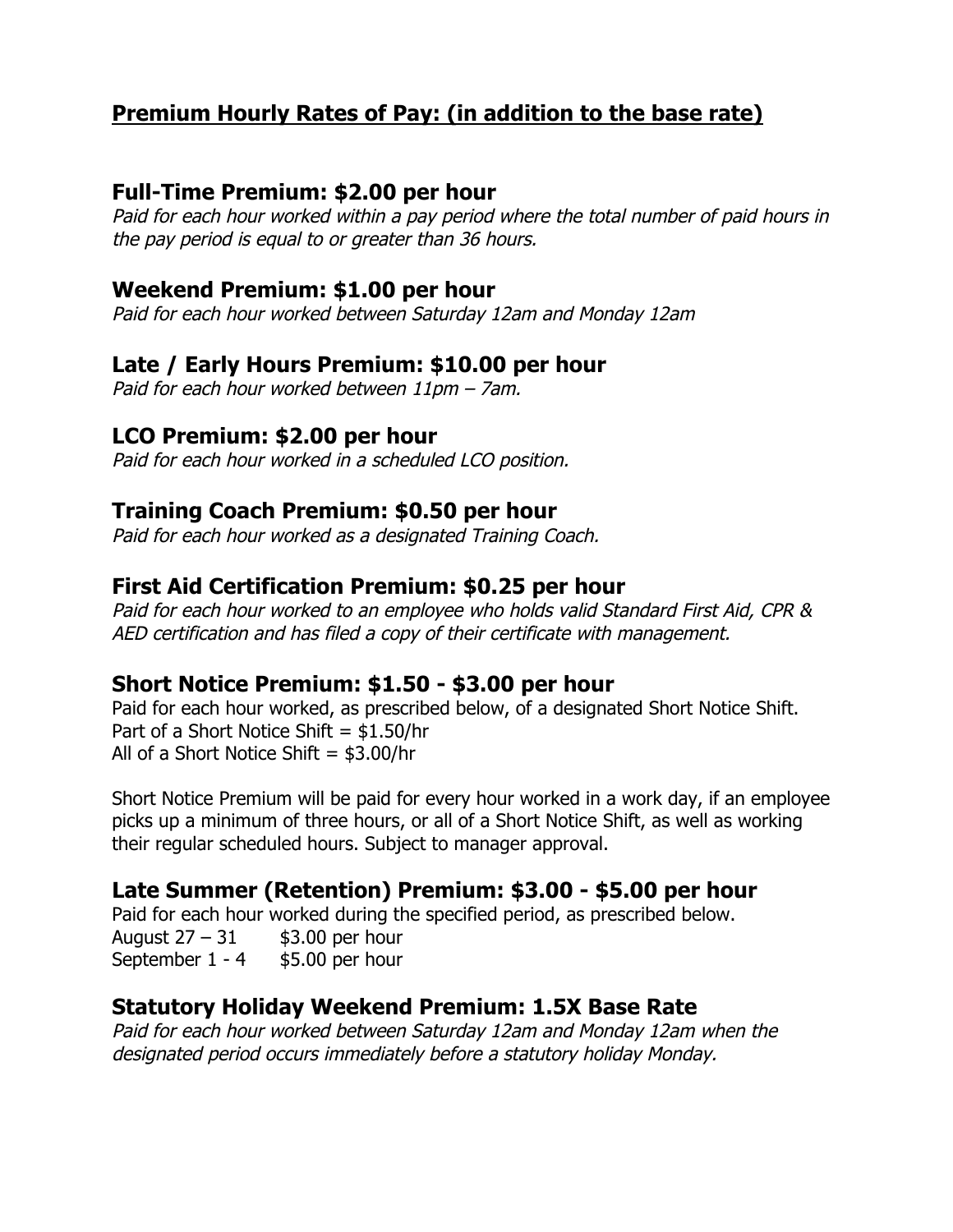## <u>**Premium Hourly Rates of Pay: (in addition to the base rate)**</u>

### Full-Time Premium: $2.00 per hour

*Paid for each hour worked within a pay period where the total number of paid hours in the pay period is equal to or greater than 36 hours.*

### Weekend Premium: $1.00 per hour

*Paid for each hour worked between Saturday 12am and Monday 12am*

### Late / Early Hours Premium: $10.00 per hour

*Paid for each hour worked between 11pm – 7am.*

### LCO Premium: $2.00 per hour

*Paid for each hour worked in a scheduled LCO position.*

### Training Coach Premium: $0.50 per hour

*Paid for each hour worked as a designated Training Coach.*

### First Aid Certification Premium: $0.25 per hour

*Paid for each hour worked to an employee who holds valid Standard First Aid, CPR & AED certification and has filed a copy of their certificate with management.*

### Short Notice Premium: $1.50 - $3.00 per hour

Paid for each hour worked, as prescribed below, of a designated Short Notice Shift.
Part of a Short Notice Shift = $1.50/hr
All of a Short Notice Shift = $3.00/hr

Short Notice Premium will be paid for every hour worked in a work day, if an employee picks up a minimum of three hours, or all of a Short Notice Shift, as well as working their regular scheduled hours. Subject to manager approval.

### Late Summer (Retention) Premium: $3.00 - $5.00 per hour

Paid for each hour worked during the specified period, as prescribed below.
August 27 – 31 $3.00 per hour
September 1 - 4 $5.00 per hour

### Statutory Holiday Weekend Premium: 1.5X Base Rate

*Paid for each hour worked between Saturday 12am and Monday 12am when the designated period occurs immediately before a statutory holiday Monday.*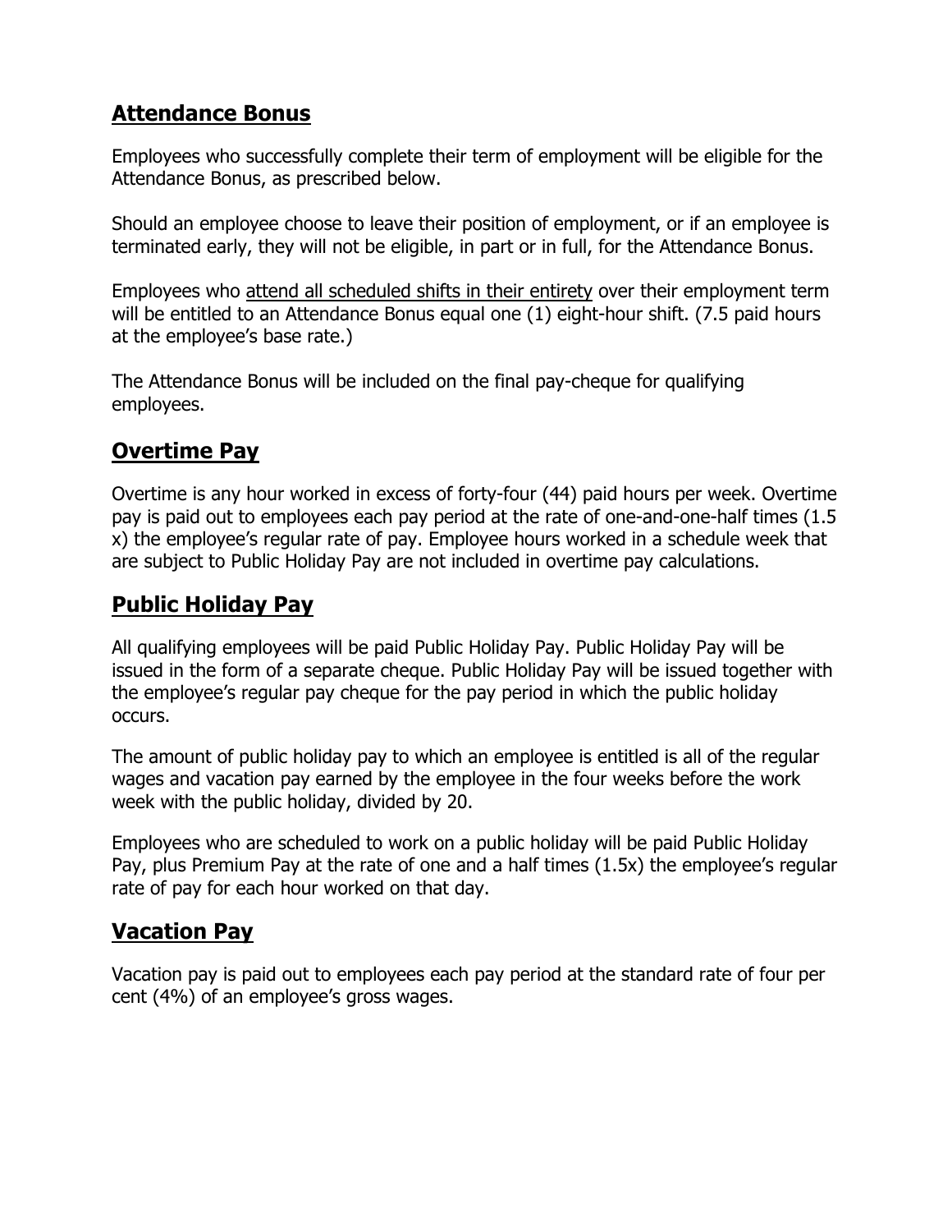## Attendance Bonus

Employees who successfully complete their term of employment will be eligible for the Attendance Bonus, as prescribed below.

Should an employee choose to leave their position of employment, or if an employee is terminated early, they will not be eligible, in part or in full, for the Attendance Bonus.

Employees who <u>attend all scheduled shifts in their entirety</u> over their employment term will be entitled to an Attendance Bonus equal one (1) eight-hour shift. (7.5 paid hours at the employee's base rate.)

The Attendance Bonus will be included on the final pay-cheque for qualifying employees.

## Overtime Pay

Overtime is any hour worked in excess of forty-four (44) paid hours per week. Overtime pay is paid out to employees each pay period at the rate of one-and-one-half times (1.5 x) the employee's regular rate of pay. Employee hours worked in a schedule week that are subject to Public Holiday Pay are not included in overtime pay calculations.

## Public Holiday Pay

All qualifying employees will be paid Public Holiday Pay. Public Holiday Pay will be issued in the form of a separate cheque. Public Holiday Pay will be issued together with the employee's regular pay cheque for the pay period in which the public holiday occurs.

The amount of public holiday pay to which an employee is entitled is all of the regular wages and vacation pay earned by the employee in the four weeks before the work week with the public holiday, divided by 20.

Employees who are scheduled to work on a public holiday will be paid Public Holiday Pay, plus Premium Pay at the rate of one and a half times (1.5x) the employee's regular rate of pay for each hour worked on that day.

## Vacation Pay

Vacation pay is paid out to employees each pay period at the standard rate of four per cent (4%) of an employee's gross wages.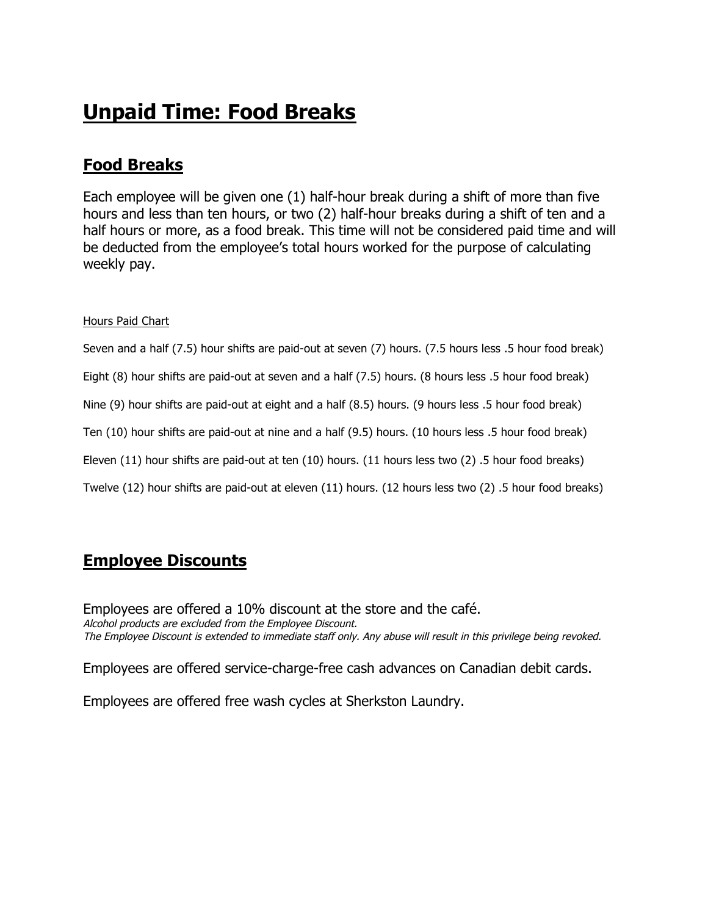# Unpaid Time: Food Breaks

## Food Breaks

Each employee will be given one (1) half-hour break during a shift of more than five hours and less than ten hours, or two (2) half-hour breaks during a shift of ten and a half hours or more, as a food break. This time will not be considered paid time and will be deducted from the employee's total hours worked for the purpose of calculating weekly pay.

Hours Paid Chart

Seven and a half (7.5) hour shifts are paid-out at seven (7) hours. (7.5 hours less .5 hour food break)

Eight (8) hour shifts are paid-out at seven and a half (7.5) hours. (8 hours less .5 hour food break)

Nine (9) hour shifts are paid-out at eight and a half (8.5) hours. (9 hours less .5 hour food break)

Ten (10) hour shifts are paid-out at nine and a half (9.5) hours. (10 hours less .5 hour food break)

Eleven (11) hour shifts are paid-out at ten (10) hours. (11 hours less two (2) .5 hour food breaks)

Twelve (12) hour shifts are paid-out at eleven (11) hours. (12 hours less two (2) .5 hour food breaks)

## Employee Discounts

Employees are offered a 10% discount at the store and the café.
*Alcohol products are excluded from the Employee Discount.*
*The Employee Discount is extended to immediate staff only. Any abuse will result in this privilege being revoked.*

Employees are offered service-charge-free cash advances on Canadian debit cards.

Employees are offered free wash cycles at Sherkston Laundry.